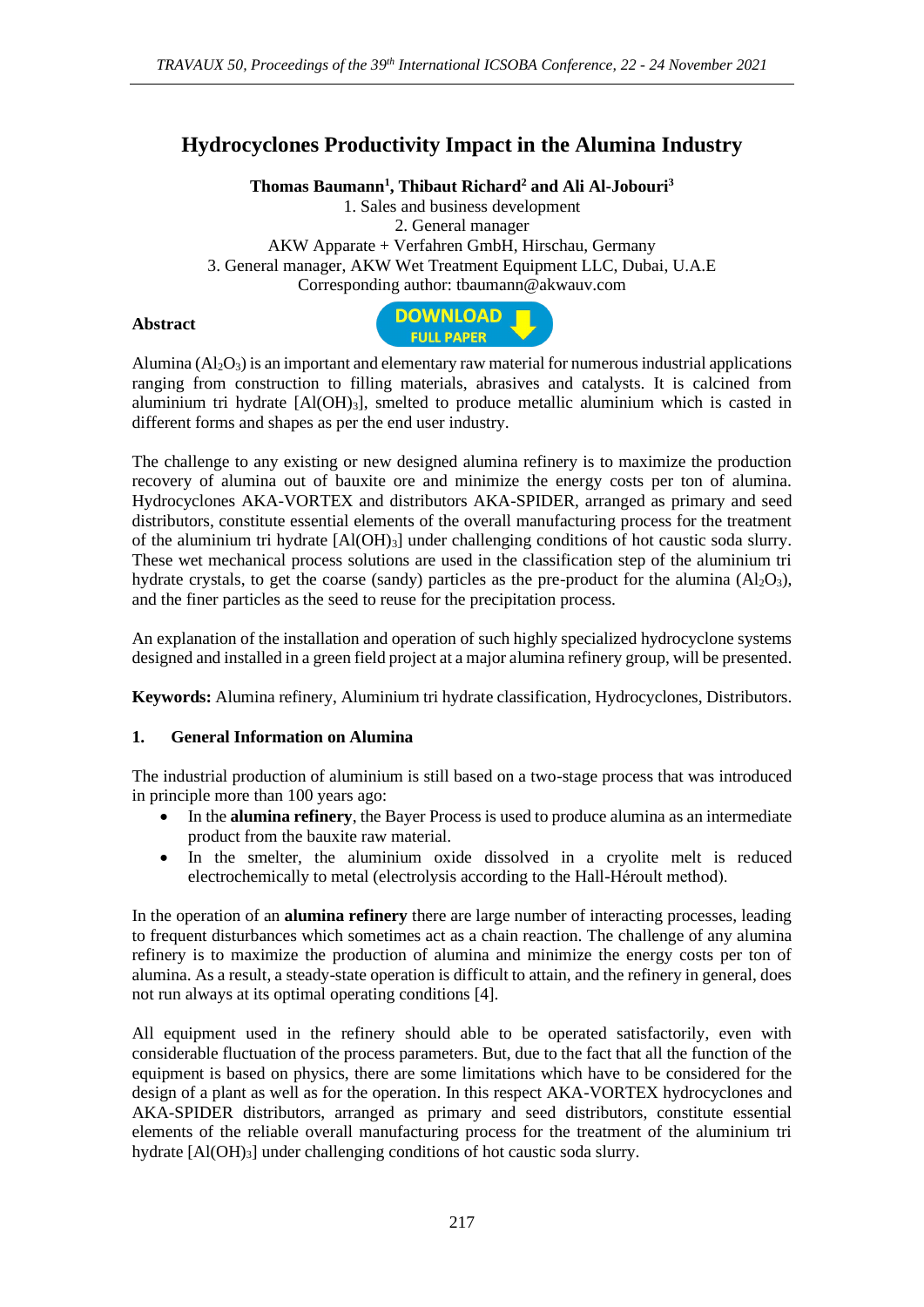# Hydrocyclones Productivity Impact in the Alumina Industry

**Thomas Baumann[1], Thibaut Richard[2] and Ali Al-Jobouri[3]**

1. Sales and business development
2. General manager

AKW Apparate + Verfahren GmbH, Hirschau, Germany

3. General manager, AKW Wet Treatment Equipment LLC, Dubai, U.A.E

Corresponding author: tbaumann@akwauv.com

**Abstract**

DOWNLOAD FULL PAPER

Alumina ($Al_2O_3$) is an important and elementary raw material for numerous industrial applications ranging from construction to filling materials, abrasives and catalysts. It is calcined from aluminium tri hydrate [$Al(OH)_3$], smelted to produce metallic aluminium which is casted in different forms and shapes as per the end user industry.

The challenge to any existing or new designed alumina refinery is to maximize the production recovery of alumina out of bauxite ore and minimize the energy costs per ton of alumina. Hydrocyclones AKA-VORTEX and distributors AKA-SPIDER, arranged as primary and seed distributors, constitute essential elements of the overall manufacturing process for the treatment of the aluminium tri hydrate [$Al(OH)_3$] under challenging conditions of hot caustic soda slurry. These wet mechanical process solutions are used in the classification step of the aluminium tri hydrate crystals, to get the coarse (sandy) particles as the pre-product for the alumina ($Al_2O_3$), and the finer particles as the seed to reuse for the precipitation process.

An explanation of the installation and operation of such highly specialized hydrocyclone systems designed and installed in a green field project at a major alumina refinery group, will be presented.

**Keywords:** Alumina refinery, Aluminium tri hydrate classification, Hydrocyclones, Distributors.

## 1. General Information on Alumina

The industrial production of aluminium is still based on a two-stage process that was introduced in principle more than 100 years ago:

- In the **alumina refinery**, the Bayer Process is used to produce alumina as an intermediate product from the bauxite raw material.
- In the smelter, the aluminium oxide dissolved in a cryolite melt is reduced electrochemically to metal (electrolysis according to the Hall-Héroult method).

In the operation of an **alumina refinery** there are large number of interacting processes, leading to frequent disturbances which sometimes act as a chain reaction. The challenge of any alumina refinery is to maximize the production of alumina and minimize the energy costs per ton of alumina. As a result, a steady-state operation is difficult to attain, and the refinery in general, does not run always at its optimal operating conditions [4].

All equipment used in the refinery should able to be operated satisfactorily, even with considerable fluctuation of the process parameters. But, due to the fact that all the function of the equipment is based on physics, there are some limitations which have to be considered for the design of a plant as well as for the operation. In this respect AKA-VORTEX hydrocyclones and AKA-SPIDER distributors, arranged as primary and seed distributors, constitute essential elements of the reliable overall manufacturing process for the treatment of the aluminium tri hydrate [$Al(OH)_3$] under challenging conditions of hot caustic soda slurry.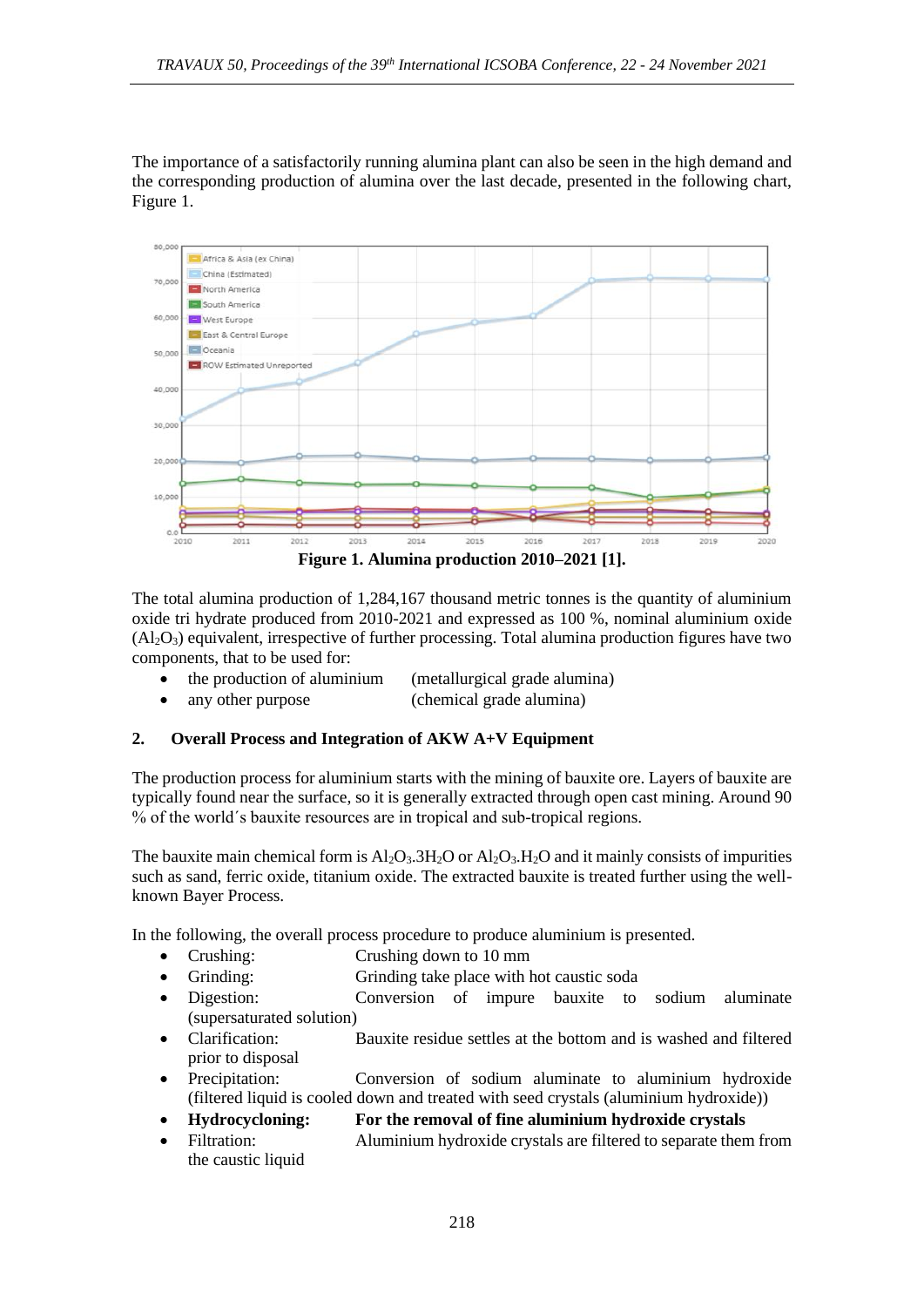The importance of a satisfactorily running alumina plant can also be seen in the high demand and the corresponding production of alumina over the last decade, presented in the following chart, Figure 1.

**Figure 1. Alumina production 2010–2021 [1].**

The total alumina production of 1,284,167 thousand metric tonnes is the quantity of aluminium oxide tri hydrate produced from 2010-2021 and expressed as 100 %, nominal aluminium oxide ($Al_2O_3$) equivalent, irrespective of further processing. Total alumina production figures have two components, that to be used for:

- the production of aluminium (metallurgical grade alumina)
- any other purpose (chemical grade alumina)

## 2. Overall Process and Integration of AKW A+V Equipment

The production process for aluminium starts with the mining of bauxite ore. Layers of bauxite are typically found near the surface, so it is generally extracted through open cast mining. Around 90 % of the world´s bauxite resources are in tropical and sub-tropical regions.

The bauxite main chemical form is $Al_2O_3.3H_2O$ or $Al_2O_3.H_2O$ and it mainly consists of impurities such as sand, ferric oxide, titanium oxide. The extracted bauxite is treated further using the well-known Bayer Process.

In the following, the overall process procedure to produce aluminium is presented.

- Crushing: Crushing down to 10 mm
- Grinding: Grinding take place with hot caustic soda
- Digestion: Conversion of impure bauxite to sodium aluminate (supersaturated solution)
- Clarification: Bauxite residue settles at the bottom and is washed and filtered prior to disposal
- Precipitation: Conversion of sodium aluminate to aluminium hydroxide (filtered liquid is cooled down and treated with seed crystals (aluminium hydroxide))
- **Hydrocycloning: For the removal of fine aluminium hydroxide crystals**
- Filtration: Aluminium hydroxide crystals are filtered to separate them from the caustic liquid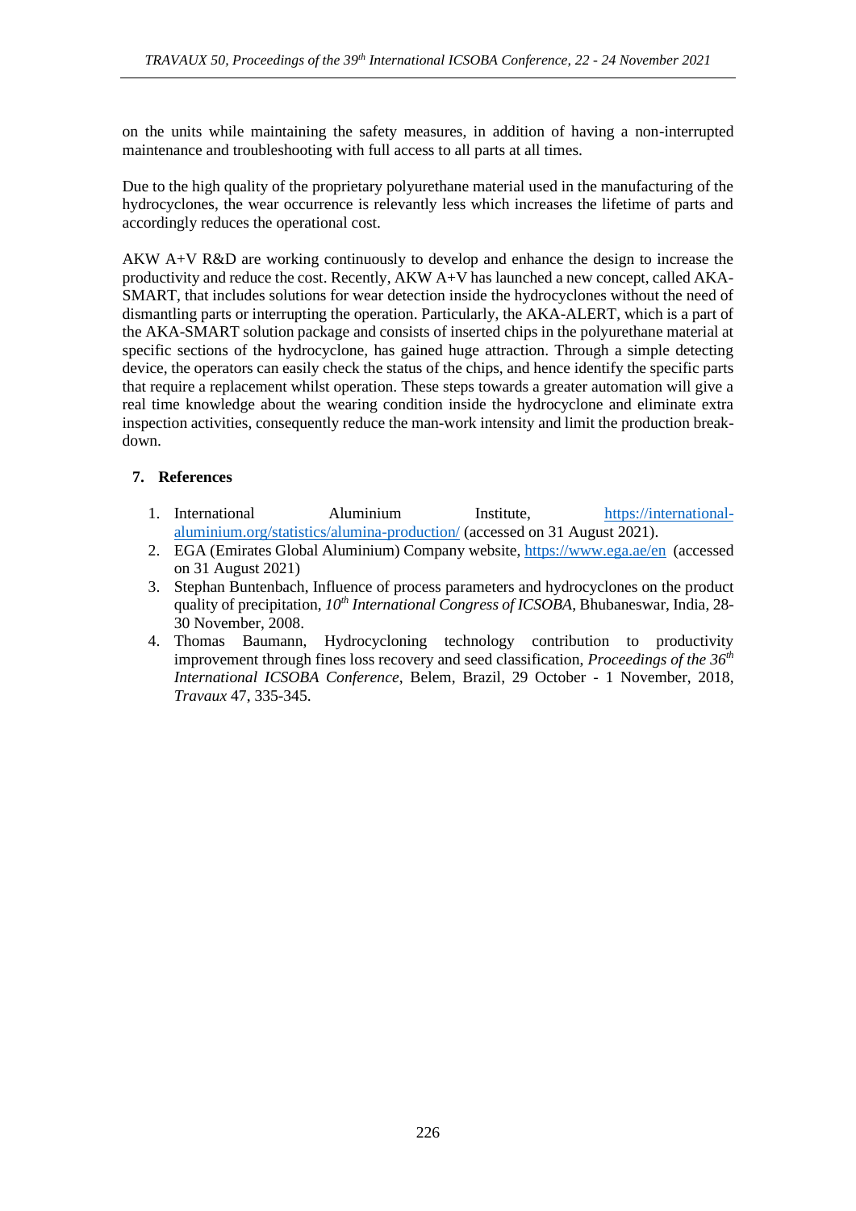on the units while maintaining the safety measures, in addition of having a non-interrupted maintenance and troubleshooting with full access to all parts at all times.

Due to the high quality of the proprietary polyurethane material used in the manufacturing of the hydrocyclones, the wear occurrence is relevantly less which increases the lifetime of parts and accordingly reduces the operational cost.

AKW A+V R&D are working continuously to develop and enhance the design to increase the productivity and reduce the cost. Recently, AKW A+V has launched a new concept, called AKA-SMART, that includes solutions for wear detection inside the hydrocyclones without the need of dismantling parts or interrupting the operation. Particularly, the AKA-ALERT, which is a part of the AKA-SMART solution package and consists of inserted chips in the polyurethane material at specific sections of the hydrocyclone, has gained huge attraction. Through a simple detecting device, the operators can easily check the status of the chips, and hence identify the specific parts that require a replacement whilst operation. These steps towards a greater automation will give a real time knowledge about the wearing condition inside the hydrocyclone and eliminate extra inspection activities, consequently reduce the man-work intensity and limit the production break-down.

## 7. References

1. International Aluminium Institute, https://international-aluminium.org/statistics/alumina-production/ (accessed on 31 August 2021).
2. EGA (Emirates Global Aluminium) Company website, https://www.ega.ae/en (accessed on 31 August 2021)
3. Stephan Buntenbach, Influence of process parameters and hydrocyclones on the product quality of precipitation, *10th International Congress of ICSOBA*, Bhubaneswar, India, 28-30 November, 2008.
4. Thomas Baumann, Hydrocycloning technology contribution to productivity improvement through fines loss recovery and seed classification, *Proceedings of the 36th International ICSOBA Conference*, Belem, Brazil, 29 October - 1 November, 2018, *Travaux* 47, 335-345.